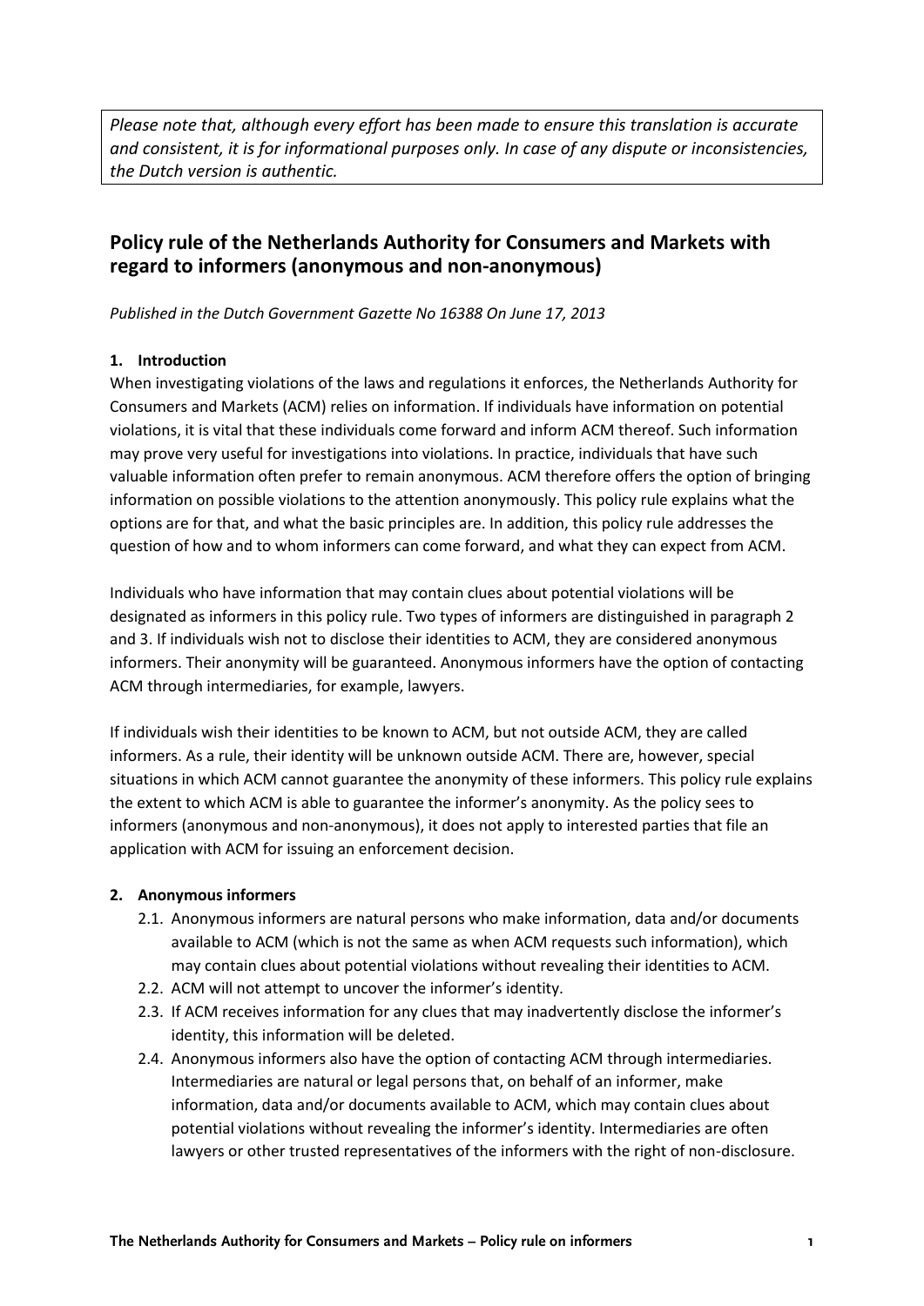*Please note that, although every effort has been made to ensure this translation is accurate and consistent, it is for informational purposes only. In case of any dispute or inconsistencies, the Dutch version is authentic.*

## Policy rule of the Netherlands Authority for Consumers and Markets with regard to informers (anonymous and non-anonymous)

*Published in the Dutch Government Gazette No 16388 On June 17, 2013*

### 1. Introduction

When investigating violations of the laws and regulations it enforces, the Netherlands Authority for Consumers and Markets (ACM) relies on information. If individuals have information on potential violations, it is vital that these individuals come forward and inform ACM thereof. Such information may prove very useful for investigations into violations. In practice, individuals that have such valuable information often prefer to remain anonymous. ACM therefore offers the option of bringing information on possible violations to the attention anonymously. This policy rule explains what the options are for that, and what the basic principles are. In addition, this policy rule addresses the question of how and to whom informers can come forward, and what they can expect from ACM.

Individuals who have information that may contain clues about potential violations will be designated as informers in this policy rule. Two types of informers are distinguished in paragraph 2 and 3. If individuals wish not to disclose their identities to ACM, they are considered anonymous informers. Their anonymity will be guaranteed. Anonymous informers have the option of contacting ACM through intermediaries, for example, lawyers.

If individuals wish their identities to be known to ACM, but not outside ACM, they are called informers. As a rule, their identity will be unknown outside ACM. There are, however, special situations in which ACM cannot guarantee the anonymity of these informers. This policy rule explains the extent to which ACM is able to guarantee the informer's anonymity. As the policy sees to informers (anonymous and non-anonymous), it does not apply to interested parties that file an application with ACM for issuing an enforcement decision.

### 2. Anonymous informers

2.1. Anonymous informers are natural persons who make information, data and/or documents available to ACM (which is not the same as when ACM requests such information), which may contain clues about potential violations without revealing their identities to ACM.

2.2. ACM will not attempt to uncover the informer's identity.

2.3. If ACM receives information for any clues that may inadvertently disclose the informer's identity, this information will be deleted.

2.4. Anonymous informers also have the option of contacting ACM through intermediaries. Intermediaries are natural or legal persons that, on behalf of an informer, make information, data and/or documents available to ACM, which may contain clues about potential violations without revealing the informer's identity. Intermediaries are often lawyers or other trusted representatives of the informers with the right of non-disclosure.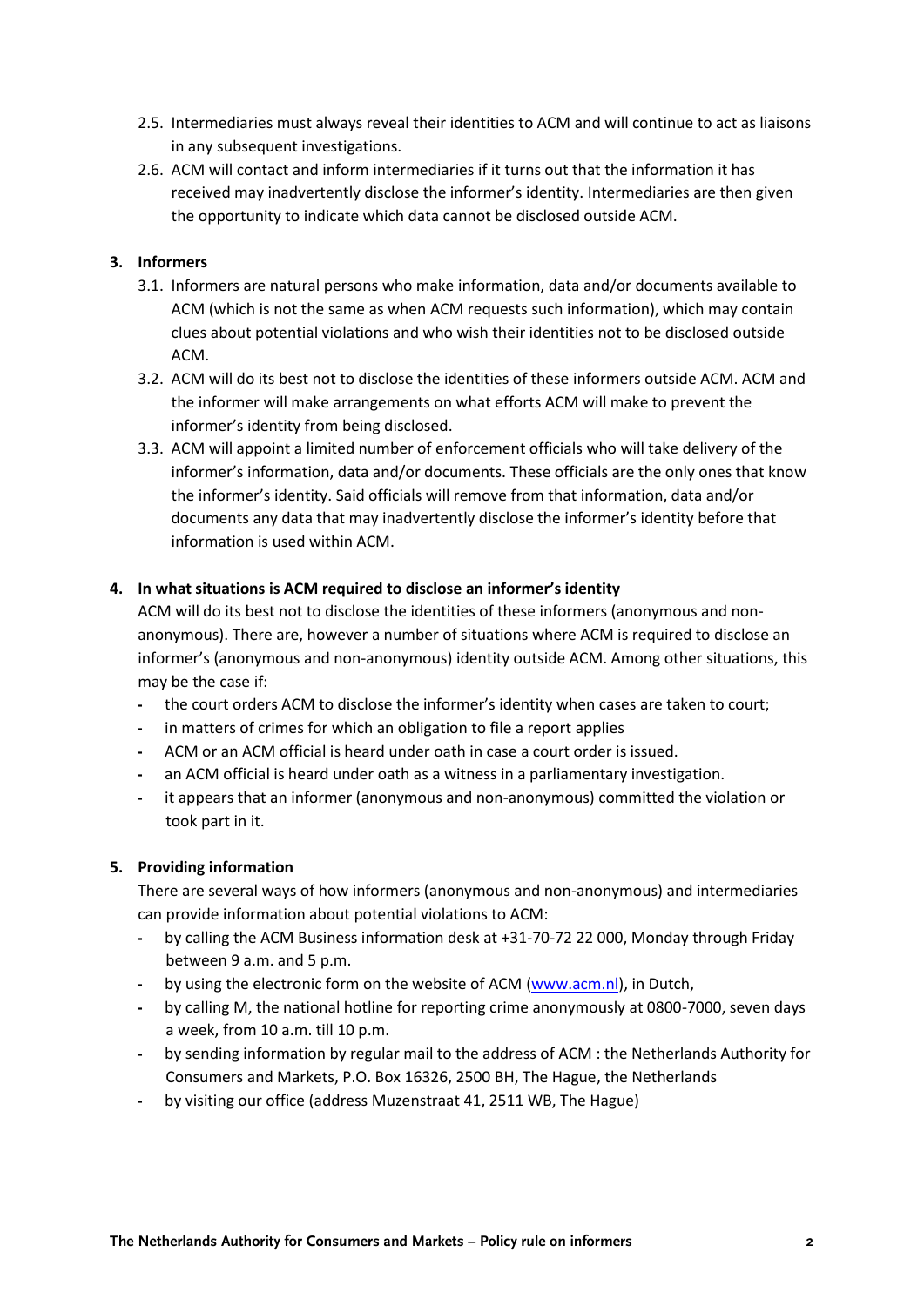2.5. Intermediaries must always reveal their identities to ACM and will continue to act as liaisons in any subsequent investigations.

2.6. ACM will contact and inform intermediaries if it turns out that the information it has received may inadvertently disclose the informer's identity. Intermediaries are then given the opportunity to indicate which data cannot be disclosed outside ACM.

## 3. Informers

3.1. Informers are natural persons who make information, data and/or documents available to ACM (which is not the same as when ACM requests such information), which may contain clues about potential violations and who wish their identities not to be disclosed outside ACM.

3.2. ACM will do its best not to disclose the identities of these informers outside ACM. ACM and the informer will make arrangements on what efforts ACM will make to prevent the informer's identity from being disclosed.

3.3. ACM will appoint a limited number of enforcement officials who will take delivery of the informer's information, data and/or documents. These officials are the only ones that know the informer's identity. Said officials will remove from that information, data and/or documents any data that may inadvertently disclose the informer's identity before that information is used within ACM.

## 4. In what situations is ACM required to disclose an informer's identity

ACM will do its best not to disclose the identities of these informers (anonymous and non-anonymous). There are, however a number of situations where ACM is required to disclose an informer's (anonymous and non-anonymous) identity outside ACM. Among other situations, this may be the case if:

- the court orders ACM to disclose the informer's identity when cases are taken to court;
- in matters of crimes for which an obligation to file a report applies
- ACM or an ACM official is heard under oath in case a court order is issued.
- an ACM official is heard under oath as a witness in a parliamentary investigation.
- it appears that an informer (anonymous and non-anonymous) committed the violation or took part in it.

## 5. Providing information

There are several ways of how informers (anonymous and non-anonymous) and intermediaries can provide information about potential violations to ACM:

- by calling the ACM Business information desk at +31-70-72 22 000, Monday through Friday between 9 a.m. and 5 p.m.
- by using the electronic form on the website of ACM (www.acm.nl), in Dutch,
- by calling M, the national hotline for reporting crime anonymously at 0800-7000, seven days a week, from 10 a.m. till 10 p.m.
- by sending information by regular mail to the address of ACM : the Netherlands Authority for Consumers and Markets, P.O. Box 16326, 2500 BH, The Hague, the Netherlands
- by visiting our office (address Muzenstraat 41, 2511 WB, The Hague)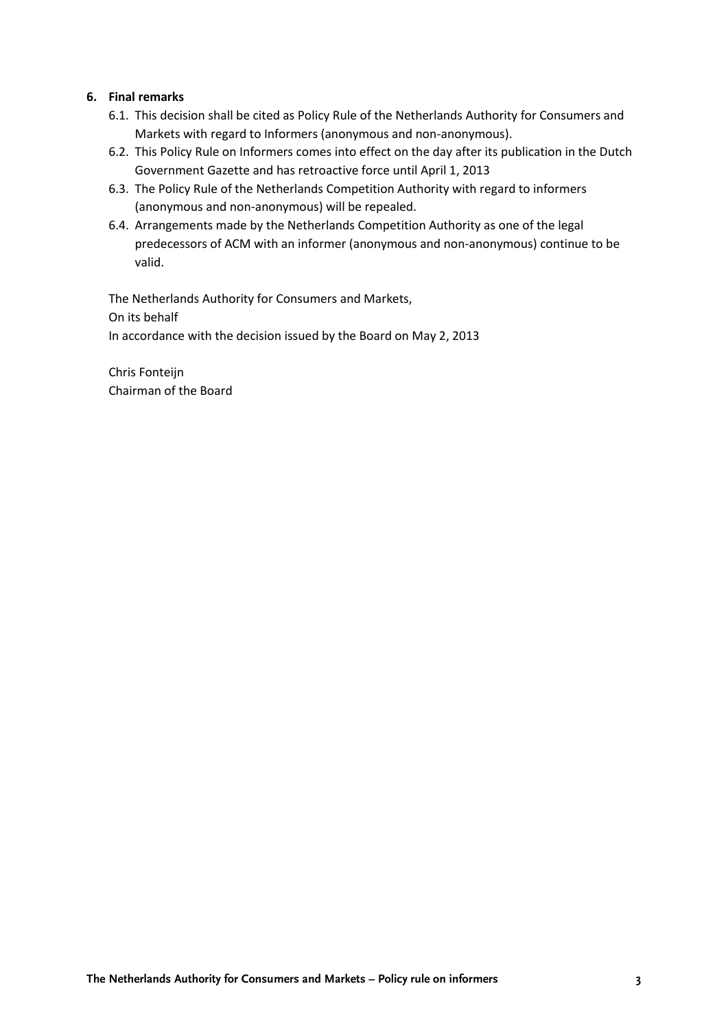## 6. Final remarks

6.1. This decision shall be cited as Policy Rule of the Netherlands Authority for Consumers and Markets with regard to Informers (anonymous and non-anonymous).

6.2. This Policy Rule on Informers comes into effect on the day after its publication in the Dutch Government Gazette and has retroactive force until April 1, 2013

6.3. The Policy Rule of the Netherlands Competition Authority with regard to informers (anonymous and non-anonymous) will be repealed.

6.4. Arrangements made by the Netherlands Competition Authority as one of the legal predecessors of ACM with an informer (anonymous and non-anonymous) continue to be valid.

The Netherlands Authority for Consumers and Markets,
On its behalf
In accordance with the decision issued by the Board on May 2, 2013

Chris Fonteijn
Chairman of the Board